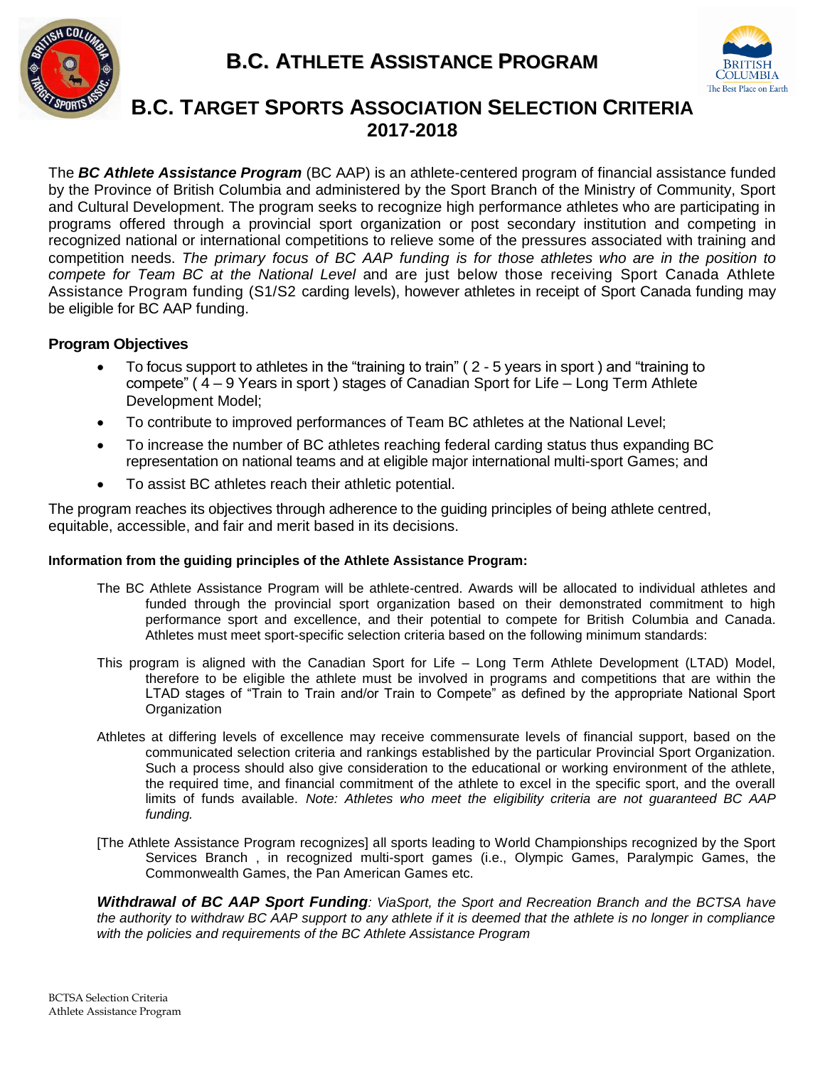# B.C. Athlete Assistance Program

## B.C. Target Sports Association Selection Criteria 2017-2018

The ***BC Athlete Assistance Program*** (BC AAP) is an athlete-centered program of financial assistance funded by the Province of British Columbia and administered by the Sport Branch of the Ministry of Community, Sport and Cultural Development. The program seeks to recognize high performance athletes who are participating in programs offered through a provincial sport organization or post secondary institution and competing in recognized national or international competitions to relieve some of the pressures associated with training and competition needs. *The primary focus of BC AAP funding is for those athletes who are in the position to compete for Team BC at the National Level* and are just below those receiving Sport Canada Athlete Assistance Program funding (S1/S2 carding levels), however athletes in receipt of Sport Canada funding may be eligible for BC AAP funding.

### Program Objectives

- To focus support to athletes in the "training to train" ( 2 - 5 years in sport ) and "training to compete" ( 4 – 9 Years in sport ) stages of Canadian Sport for Life – Long Term Athlete Development Model;
- To contribute to improved performances of Team BC athletes at the National Level;
- To increase the number of BC athletes reaching federal carding status thus expanding BC representation on national teams and at eligible major international multi-sport Games; and
- To assist BC athletes reach their athletic potential.

The program reaches its objectives through adherence to the guiding principles of being athlete centred, equitable, accessible, and fair and merit based in its decisions.

#### Information from the guiding principles of the Athlete Assistance Program:

The BC Athlete Assistance Program will be athlete-centred. Awards will be allocated to individual athletes and funded through the provincial sport organization based on their demonstrated commitment to high performance sport and excellence, and their potential to compete for British Columbia and Canada. Athletes must meet sport-specific selection criteria based on the following minimum standards:

This program is aligned with the Canadian Sport for Life – Long Term Athlete Development (LTAD) Model, therefore to be eligible the athlete must be involved in programs and competitions that are within the LTAD stages of "Train to Train and/or Train to Compete" as defined by the appropriate National Sport Organization

Athletes at differing levels of excellence may receive commensurate levels of financial support, based on the communicated selection criteria and rankings established by the particular Provincial Sport Organization. Such a process should also give consideration to the educational or working environment of the athlete, the required time, and financial commitment of the athlete to excel in the specific sport, and the overall limits of funds available. *Note: Athletes who meet the eligibility criteria are not guaranteed BC AAP funding.*

[The Athlete Assistance Program recognizes] all sports leading to World Championships recognized by the Sport Services Branch , in recognized multi-sport games (i.e., Olympic Games, Paralympic Games, the Commonwealth Games, the Pan American Games etc.

***Withdrawal of BC AAP Sport Funding****: ViaSport, the Sport and Recreation Branch and the BCTSA have the authority to withdraw BC AAP support to any athlete if it is deemed that the athlete is no longer in compliance with the policies and requirements of the BC Athlete Assistance Program*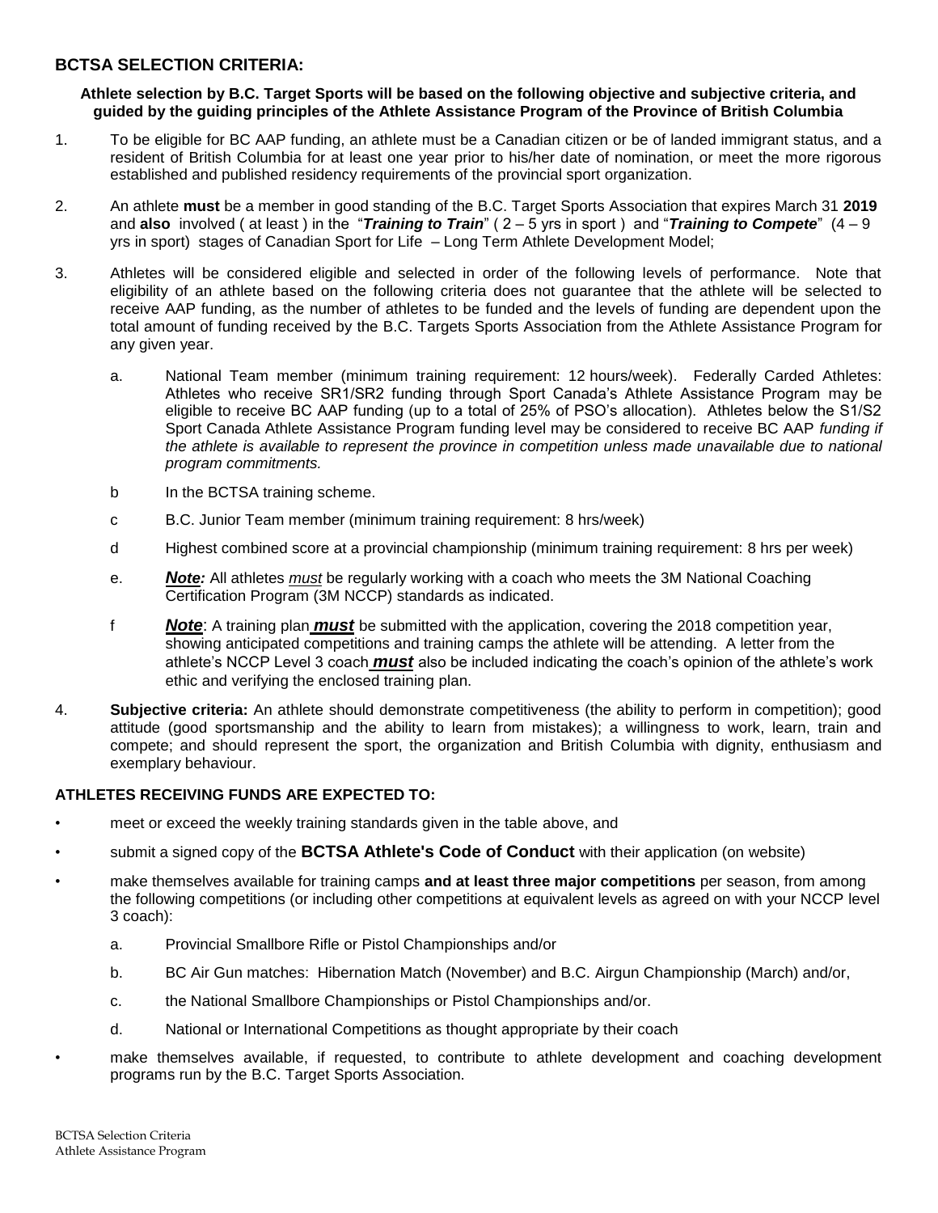## BCTSA SELECTION CRITERIA:

**Athlete selection by B.C. Target Sports will be based on the following objective and subjective criteria, and guided by the guiding principles of the Athlete Assistance Program of the Province of British Columbia**

1. To be eligible for BC AAP funding, an athlete must be a Canadian citizen or be of landed immigrant status, and a resident of British Columbia for at least one year prior to his/her date of nomination, or meet the more rigorous established and published residency requirements of the provincial sport organization.

2. An athlete **must** be a member in good standing of the B.C. Target Sports Association that expires March 31 **2019** and **also** involved ( at least ) in the "***Training to Train***" ( 2 – 5 yrs in sport ) and "***Training to Compete***" (4 – 9 yrs in sport) stages of Canadian Sport for Life – Long Term Athlete Development Model;

3. Athletes will be considered eligible and selected in order of the following levels of performance. Note that eligibility of an athlete based on the following criteria does not guarantee that the athlete will be selected to receive AAP funding, as the number of athletes to be funded and the levels of funding are dependent upon the total amount of funding received by the B.C. Targets Sports Association from the Athlete Assistance Program for any given year.

   a. National Team member (minimum training requirement: 12 hours/week). Federally Carded Athletes: Athletes who receive SR1/SR2 funding through Sport Canada's Athlete Assistance Program may be eligible to receive BC AAP funding (up to a total of 25% of PSO's allocation). Athletes below the S1/S2 Sport Canada Athlete Assistance Program funding level may be considered to receive BC AAP *funding if the athlete is available to represent the province in competition unless made unavailable due to national program commitments.*

   b In the BCTSA training scheme.

   c B.C. Junior Team member (minimum training requirement: 8 hrs/week)

   d Highest combined score at a provincial championship (minimum training requirement: 8 hrs per week)

   e. ***Note:*** All athletes *must* be regularly working with a coach who meets the 3M National Coaching Certification Program (3M NCCP) standards as indicated.

   f ***Note***: A training plan ***must*** be submitted with the application, covering the 2018 competition year, showing anticipated competitions and training camps the athlete will be attending. A letter from the athlete's NCCP Level 3 coach ***must*** also be included indicating the coach's opinion of the athlete's work ethic and verifying the enclosed training plan.

4. **Subjective criteria:** An athlete should demonstrate competitiveness (the ability to perform in competition); good attitude (good sportsmanship and the ability to learn from mistakes); a willingness to work, learn, train and compete; and should represent the sport, the organization and British Columbia with dignity, enthusiasm and exemplary behaviour.

### ATHLETES RECEIVING FUNDS ARE EXPECTED TO:

- meet or exceed the weekly training standards given in the table above, and
- submit a signed copy of the **BCTSA Athlete's Code of Conduct** with their application (on website)
- make themselves available for training camps **and at least three major competitions** per season, from among the following competitions (or including other competitions at equivalent levels as agreed on with your NCCP level 3 coach):
  - a. Provincial Smallbore Rifle or Pistol Championships and/or
  - b. BC Air Gun matches: Hibernation Match (November) and B.C. Airgun Championship (March) and/or,
  - c. the National Smallbore Championships or Pistol Championships and/or.
  - d. National or International Competitions as thought appropriate by their coach
- make themselves available, if requested, to contribute to athlete development and coaching development programs run by the B.C. Target Sports Association.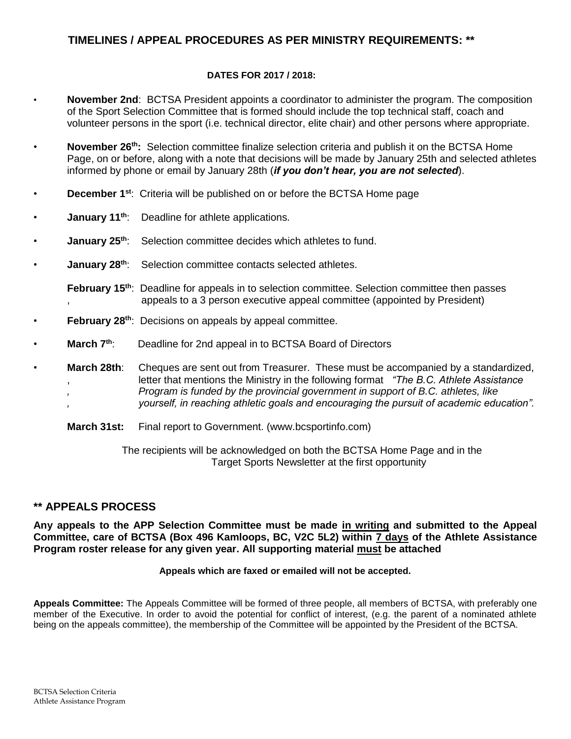## TIMELINES / APPEAL PROCEDURES AS PER MINISTRY REQUIREMENTS: **

**DATES FOR 2017 / 2018:**

- **November 2nd**: BCTSA President appoints a coordinator to administer the program. The composition of the Sport Selection Committee that is formed should include the top technical staff, coach and volunteer persons in the sport (i.e. technical director, elite chair) and other persons where appropriate.
- **November 26th:** Selection committee finalize selection criteria and publish it on the BCTSA Home Page, on or before, along with a note that decisions will be made by January 25th and selected athletes informed by phone or email by January 28th (***if you don't hear, you are not selected***).
- **December 1st**: Criteria will be published on or before the BCTSA Home page
- **January 11th**: Deadline for athlete applications.
- **January 25th**: Selection committee decides which athletes to fund.
- **January 28th**: Selection committee contacts selected athletes.

  **February 15th**: Deadline for appeals in to selection committee. Selection committee then passes appeals to a 3 person executive appeal committee (appointed by President)
- **February 28th**: Decisions on appeals by appeal committee.
- **March 7th**: Deadline for 2nd appeal in to BCTSA Board of Directors
- **March 28th**: Cheques are sent out from Treasurer. These must be accompanied by a standardized, letter that mentions the Ministry in the following format *"The B.C. Athlete Assistance Program is funded by the provincial government in support of B.C. athletes, like yourself, in reaching athletic goals and encouraging the pursuit of academic education".*

  **March 31st:** Final report to Government. (www.bcsportinfo.com)

The recipients will be acknowledged on both the BCTSA Home Page and in the Target Sports Newsletter at the first opportunity

## ** APPEALS PROCESS

**Any appeals to the APP Selection Committee must be made in writing and submitted to the Appeal Committee, care of BCTSA (Box 496 Kamloops, BC, V2C 5L2) within 7 days of the Athlete Assistance Program roster release for any given year. All supporting material must be attached**

**Appeals which are faxed or emailed will not be accepted.**

**Appeals Committee:** The Appeals Committee will be formed of three people, all members of BCTSA, with preferably one member of the Executive. In order to avoid the potential for conflict of interest, (e.g. the parent of a nominated athlete being on the appeals committee), the membership of the Committee will be appointed by the President of the BCTSA.